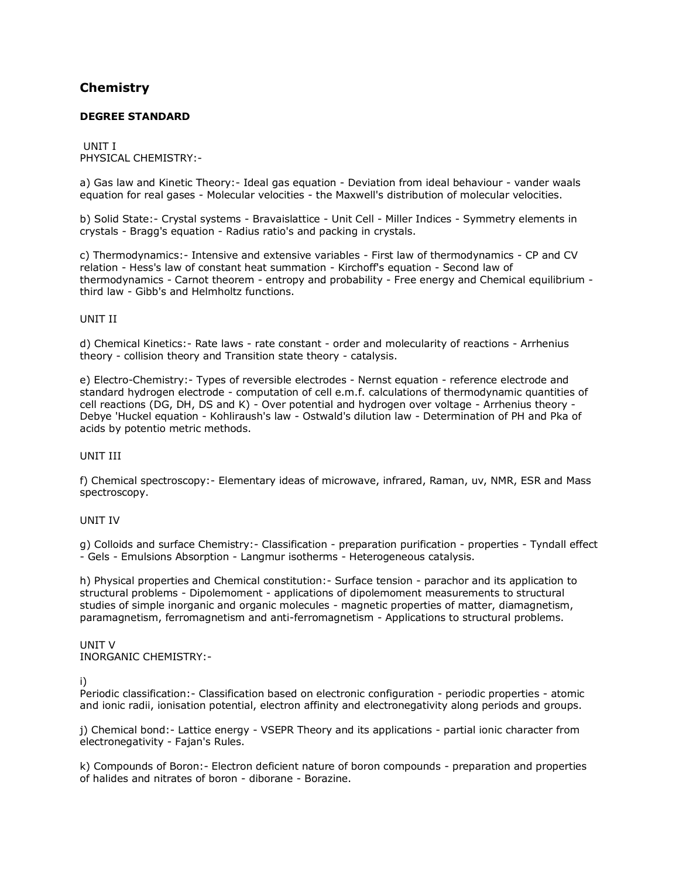## Chemistry

### DEGREE STANDARD

UNIT I
PHYSICAL CHEMISTRY:-

a) Gas law and Kinetic Theory:- Ideal gas equation - Deviation from ideal behaviour - vander waals equation for real gases - Molecular velocities - the Maxwell's distribution of molecular velocities.

b) Solid State:- Crystal systems - Bravaislattice - Unit Cell - Miller Indices - Symmetry elements in crystals - Bragg's equation - Radius ratio's and packing in crystals.

c) Thermodynamics:- Intensive and extensive variables - First law of thermodynamics - CP and CV relation - Hess's law of constant heat summation - Kirchoff's equation - Second law of thermodynamics - Carnot theorem - entropy and probability - Free energy and Chemical equilibrium - third law - Gibb's and Helmholtz functions.

UNIT II

d) Chemical Kinetics:- Rate laws - rate constant - order and molecularity of reactions - Arrhenius theory - collision theory and Transition state theory - catalysis.

e) Electro-Chemistry:- Types of reversible electrodes - Nernst equation - reference electrode and standard hydrogen electrode - computation of cell e.m.f. calculations of thermodynamic quantities of cell reactions (DG, DH, DS and K) - Over potential and hydrogen over voltage - Arrhenius theory - Debye 'Huckel equation - Kohliraush's law - Ostwald's dilution law - Determination of PH and Pka of acids by potentio metric methods.

UNIT III

f) Chemical spectroscopy:- Elementary ideas of microwave, infrared, Raman, uv, NMR, ESR and Mass spectroscopy.

UNIT IV

g) Colloids and surface Chemistry:- Classification - preparation purification - properties - Tyndall effect - Gels - Emulsions Absorption - Langmur isotherms - Heterogeneous catalysis.

h) Physical properties and Chemical constitution:- Surface tension - parachor and its application to structural problems - Dipolemoment - applications of dipolemoment measurements to structural studies of simple inorganic and organic molecules - magnetic properties of matter, diamagnetism, paramagnetism, ferromagnetism and anti-ferromagnetism - Applications to structural problems.

UNIT V
INORGANIC CHEMISTRY:-

i)
Periodic classification:- Classification based on electronic configuration - periodic properties - atomic and ionic radii, ionisation potential, electron affinity and electronegativity along periods and groups.

j) Chemical bond:- Lattice energy - VSEPR Theory and its applications - partial ionic character from electronegativity - Fajan's Rules.

k) Compounds of Boron:- Electron deficient nature of boron compounds - preparation and properties of halides and nitrates of boron - diborane - Borazine.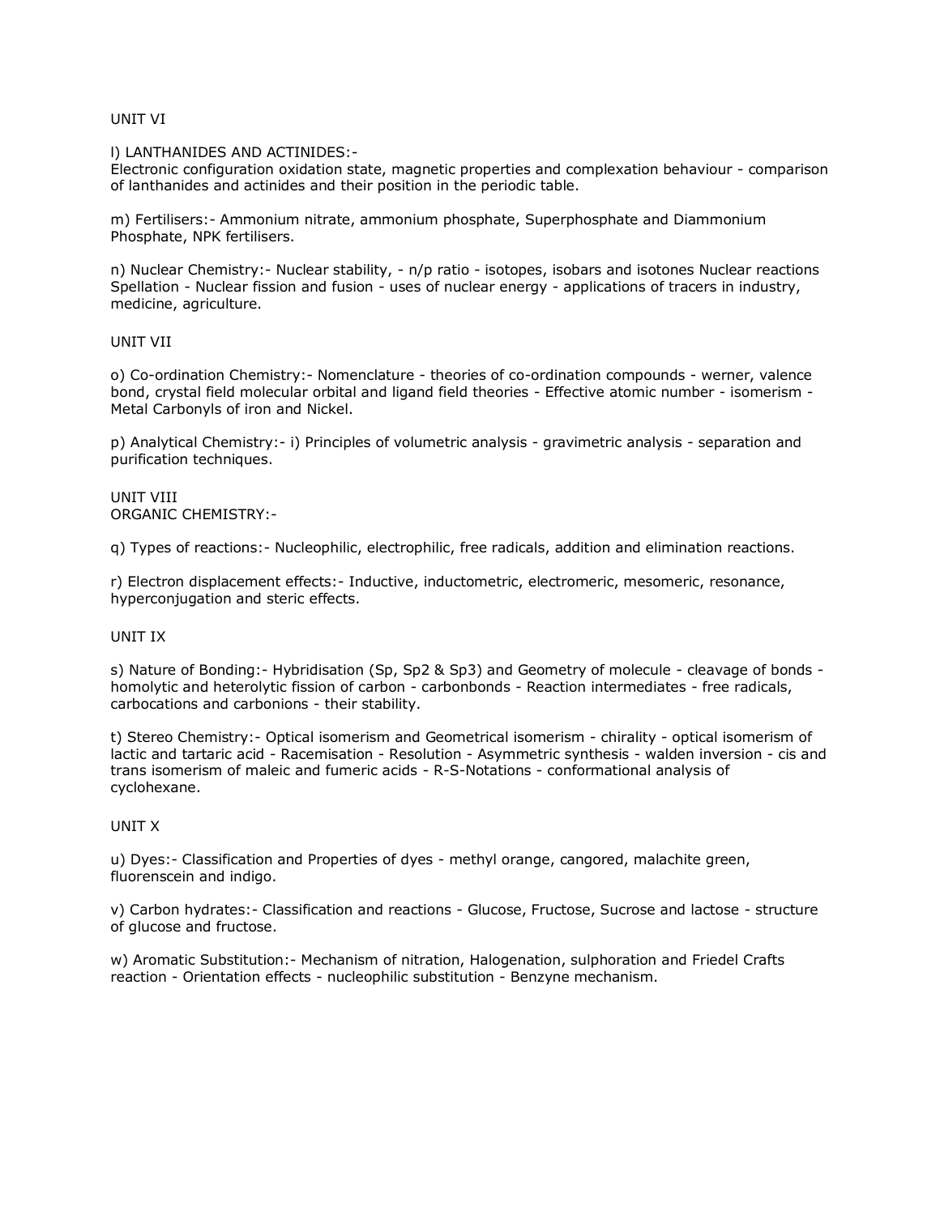UNIT VI

l) LANTHANIDES AND ACTINIDES:-
Electronic configuration oxidation state, magnetic properties and complexation behaviour - comparison of lanthanides and actinides and their position in the periodic table.

m) Fertilisers:- Ammonium nitrate, ammonium phosphate, Superphosphate and Diammonium Phosphate, NPK fertilisers.

n) Nuclear Chemistry:- Nuclear stability, - n/p ratio - isotopes, isobars and isotones Nuclear reactions Spellation - Nuclear fission and fusion - uses of nuclear energy - applications of tracers in industry, medicine, agriculture.

UNIT VII

o) Co-ordination Chemistry:- Nomenclature - theories of co-ordination compounds - werner, valence bond, crystal field molecular orbital and ligand field theories - Effective atomic number - isomerism - Metal Carbonyls of iron and Nickel.

p) Analytical Chemistry:- i) Principles of volumetric analysis - gravimetric analysis - separation and purification techniques.

UNIT VIII
ORGANIC CHEMISTRY:-

q) Types of reactions:- Nucleophilic, electrophilic, free radicals, addition and elimination reactions.

r) Electron displacement effects:- Inductive, inductometric, electromeric, mesomeric, resonance, hyperconjugation and steric effects.

UNIT IX

s) Nature of Bonding:- Hybridisation (Sp, Sp2 & Sp3) and Geometry of molecule - cleavage of bonds - homolytic and heterolytic fission of carbon - carbonbonds - Reaction intermediates - free radicals, carbocations and carbonions - their stability.

t) Stereo Chemistry:- Optical isomerism and Geometrical isomerism - chirality - optical isomerism of lactic and tartaric acid - Racemisation - Resolution - Asymmetric synthesis - walden inversion - cis and trans isomerism of maleic and fumeric acids - R-S-Notations - conformational analysis of cyclohexane.

UNIT X

u) Dyes:- Classification and Properties of dyes - methyl orange, cangored, malachite green, fluorenscein and indigo.

v) Carbon hydrates:- Classification and reactions - Glucose, Fructose, Sucrose and lactose - structure of glucose and fructose.

w) Aromatic Substitution:- Mechanism of nitration, Halogenation, sulphoration and Friedel Crafts reaction - Orientation effects - nucleophilic substitution - Benzyne mechanism.